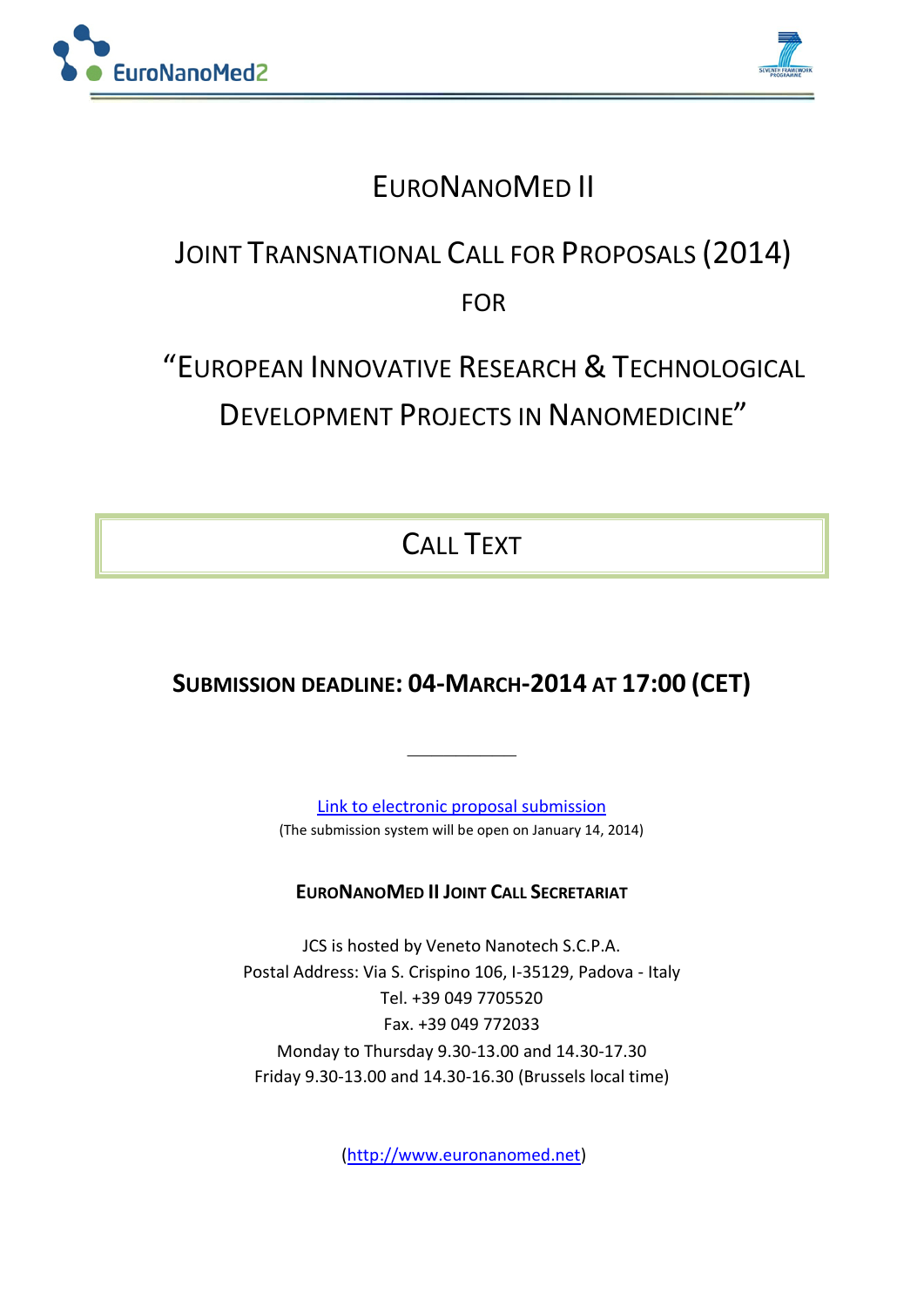# EURONANOMED II

## JOINT TRANSNATIONAL CALL FOR PROPOSALS (2014)

## FOR

## "EUROPEAN INNOVATIVE RESEARCH & TECHNOLOGICAL DEVELOPMENT PROJECTS IN NANOMEDICINE"

## CALL TEXT

### SUBMISSION DEADLINE: 04-MARCH-2014 AT 17:00 (CET)

---

[Link to electronic proposal submission](#)
(The submission system will be open on January 14, 2014)

**EURONANOMED II JOINT CALL SECRETARIAT**

JCS is hosted by Veneto Nanotech S.C.P.A.
Postal Address: Via S. Crispino 106, I-35129, Padova - Italy
Tel. +39 049 7705520
Fax. +39 049 772033
Monday to Thursday 9.30-13.00 and 14.30-17.30
Friday 9.30-13.00 and 14.30-16.30 (Brussels local time)

(http://www.euronanomed.net)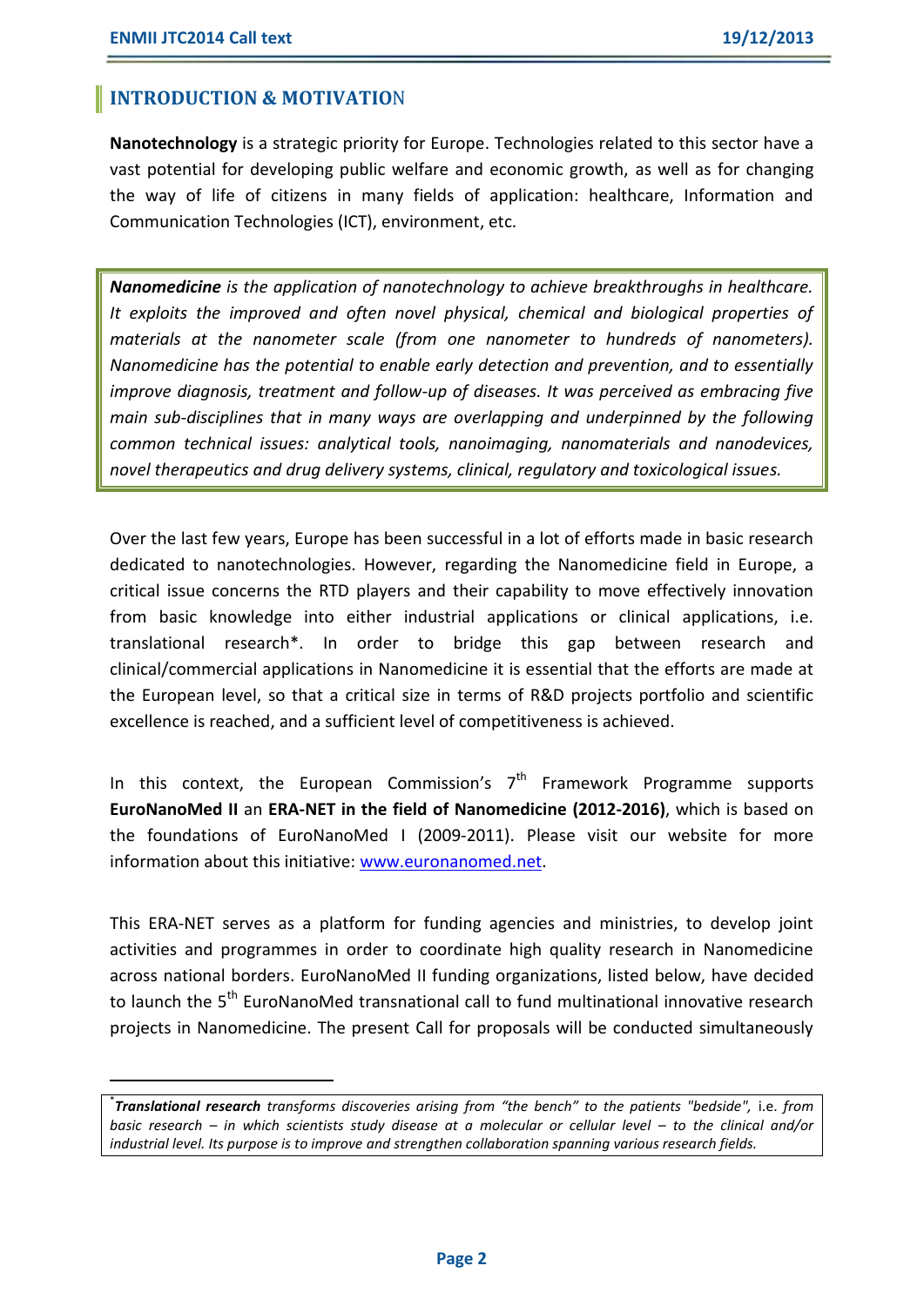## INTRODUCTION & MOTIVATION

**Nanotechnology** is a strategic priority for Europe. Technologies related to this sector have a vast potential for developing public welfare and economic growth, as well as for changing the way of life of citizens in many fields of application: healthcare, Information and Communication Technologies (ICT), environment, etc.

> ***Nanomedicine*** *is the application of nanotechnology to achieve breakthroughs in healthcare. It exploits the improved and often novel physical, chemical and biological properties of materials at the nanometer scale (from one nanometer to hundreds of nanometers). Nanomedicine has the potential to enable early detection and prevention, and to essentially improve diagnosis, treatment and follow-up of diseases. It was perceived as embracing five main sub-disciplines that in many ways are overlapping and underpinned by the following common technical issues: analytical tools, nanoimaging, nanomaterials and nanodevices, novel therapeutics and drug delivery systems, clinical, regulatory and toxicological issues.*

Over the last few years, Europe has been successful in a lot of efforts made in basic research dedicated to nanotechnologies. However, regarding the Nanomedicine field in Europe, a critical issue concerns the RTD players and their capability to move effectively innovation from basic knowledge into either industrial applications or clinical applications, i.e. translational research*. In order to bridge this gap between research and clinical/commercial applications in Nanomedicine it is essential that the efforts are made at the European level, so that a critical size in terms of R&D projects portfolio and scientific excellence is reached, and a sufficient level of competitiveness is achieved.

In this context, the European Commission's 7th Framework Programme supports **EuroNanoMed II** an **ERA-NET in the field of Nanomedicine (2012-2016)**, which is based on the foundations of EuroNanoMed I (2009-2011). Please visit our website for more information about this initiative: [www.euronanomed.net](http://www.euronanomed.net).

This ERA-NET serves as a platform for funding agencies and ministries, to develop joint activities and programmes in order to coordinate high quality research in Nanomedicine across national borders. EuroNanoMed II funding organizations, listed below, have decided to launch the 5th EuroNanoMed transnational call to fund multinational innovative research projects in Nanomedicine. The present Call for proposals will be conducted simultaneously

---

*\****Translational research*** *transforms discoveries arising from "the bench" to the patients "bedside",* i.e. *from basic research – in which scientists study disease at a molecular or cellular level – to the clinical and/or industrial level. Its purpose is to improve and strengthen collaboration spanning various research fields.*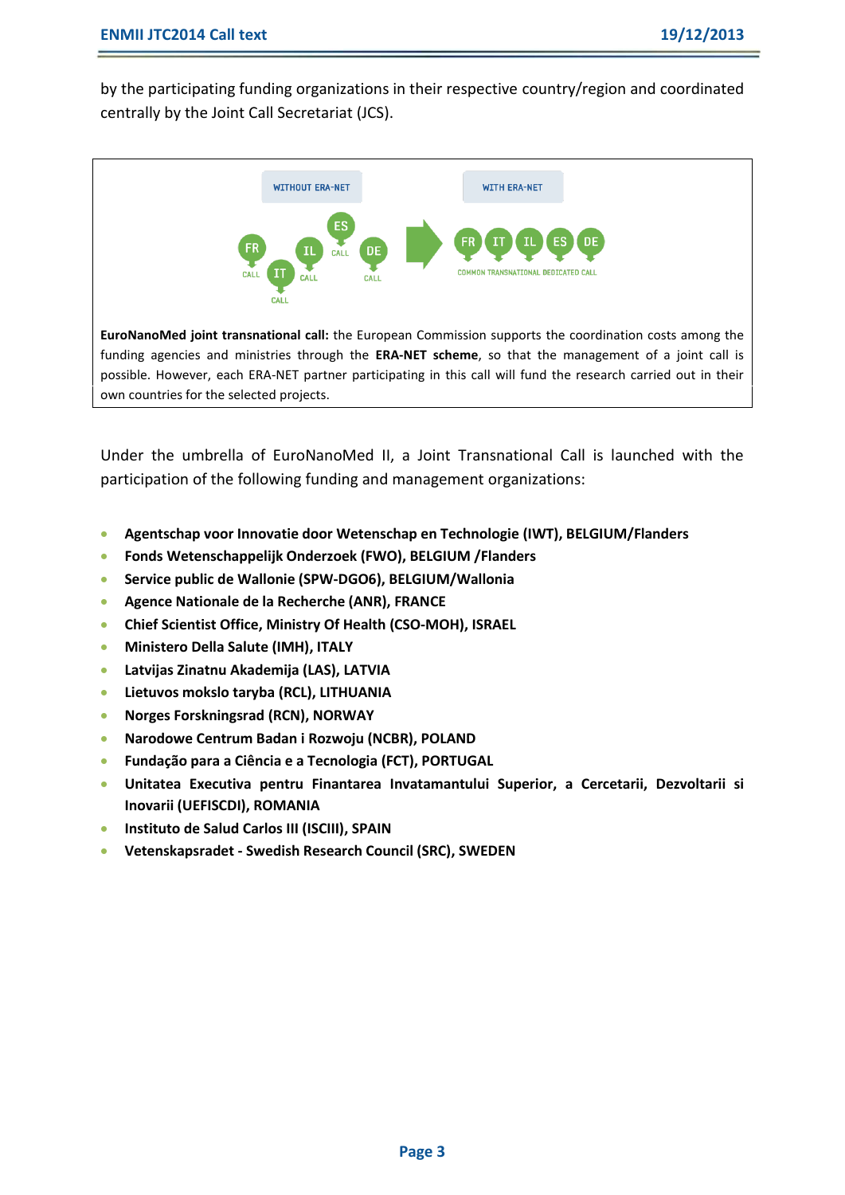by the participating funding organizations in their respective country/region and coordinated centrally by the Joint Call Secretariat (JCS).

**EuroNanoMed joint transnational call:** the European Commission supports the coordination costs among the funding agencies and ministries through the **ERA-NET scheme**, so that the management of a joint call is possible. However, each ERA-NET partner participating in this call will fund the research carried out in their own countries for the selected projects.

Under the umbrella of EuroNanoMed II, a Joint Transnational Call is launched with the participation of the following funding and management organizations:

- **Agentschap voor Innovatie door Wetenschap en Technologie (IWT), BELGIUM/Flanders**
- **Fonds Wetenschappelijk Onderzoek (FWO), BELGIUM /Flanders**
- **Service public de Wallonie (SPW-DGO6), BELGIUM/Wallonia**
- **Agence Nationale de la Recherche (ANR), FRANCE**
- **Chief Scientist Office, Ministry Of Health (CSO-MOH), ISRAEL**
- **Ministero Della Salute (IMH), ITALY**
- **Latvijas Zinatnu Akademija (LAS), LATVIA**
- **Lietuvos mokslo taryba (RCL), LITHUANIA**
- **Norges Forskningsrad (RCN), NORWAY**
- **Narodowe Centrum Badan i Rozwoju (NCBR), POLAND**
- **Fundação para a Ciência e a Tecnologia (FCT), PORTUGAL**
- **Unitatea Executiva pentru Finantarea Invatamantului Superior, a Cercetarii, Dezvoltarii si Inovarii (UEFISCDI), ROMANIA**
- **Instituto de Salud Carlos III (ISCIII), SPAIN**
- **Vetenskapsradet - Swedish Research Council (SRC), SWEDEN**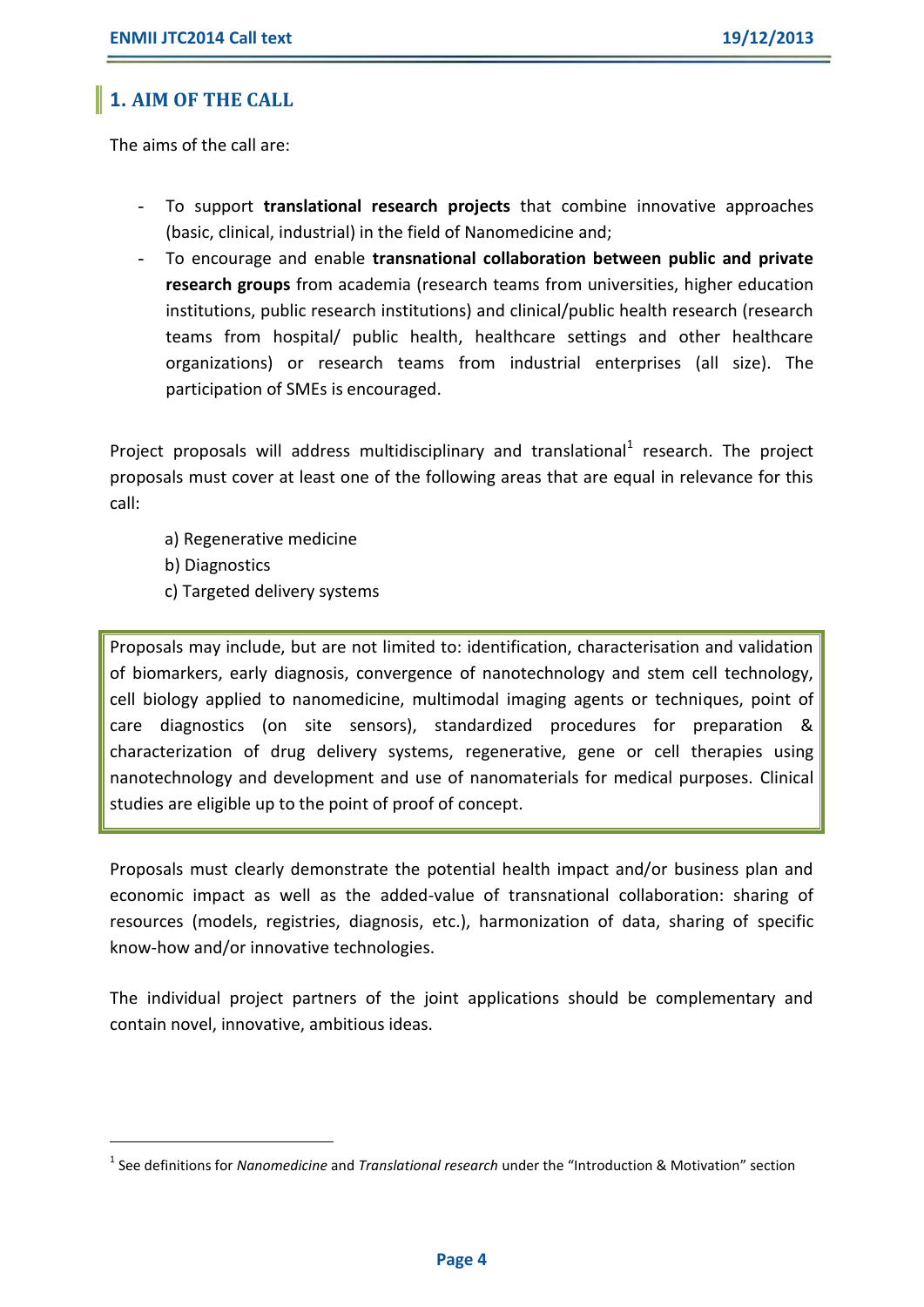## 1. AIM OF THE CALL

The aims of the call are:

- To support **translational research projects** that combine innovative approaches (basic, clinical, industrial) in the field of Nanomedicine and;
- To encourage and enable **transnational collaboration between public and private research groups** from academia (research teams from universities, higher education institutions, public research institutions) and clinical/public health research (research teams from hospital/ public health, healthcare settings and other healthcare organizations) or research teams from industrial enterprises (all size). The participation of SMEs is encouraged.

Project proposals will address multidisciplinary and translational[1] research. The project proposals must cover at least one of the following areas that are equal in relevance for this call:

a) Regenerative medicine
b) Diagnostics
c) Targeted delivery systems

> Proposals may include, but are not limited to: identification, characterisation and validation of biomarkers, early diagnosis, convergence of nanotechnology and stem cell technology, cell biology applied to nanomedicine, multimodal imaging agents or techniques, point of care diagnostics (on site sensors), standardized procedures for preparation & characterization of drug delivery systems, regenerative, gene or cell therapies using nanotechnology and development and use of nanomaterials for medical purposes. Clinical studies are eligible up to the point of proof of concept.

Proposals must clearly demonstrate the potential health impact and/or business plan and economic impact as well as the added-value of transnational collaboration: sharing of resources (models, registries, diagnosis, etc.), harmonization of data, sharing of specific know-how and/or innovative technologies.

The individual project partners of the joint applications should be complementary and contain novel, innovative, ambitious ideas.

---

[1] See definitions for *Nanomedicine* and *Translational research* under the "Introduction & Motivation" section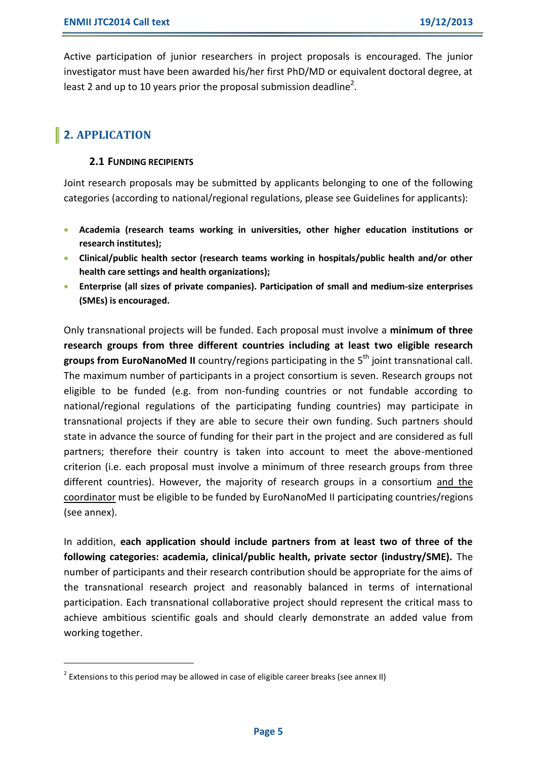Active participation of junior researchers in project proposals is encouraged. The junior investigator must have been awarded his/her first PhD/MD or equivalent doctoral degree, at least 2 and up to 10 years prior the proposal submission deadline[2].

# 2. APPLICATION

## 2.1 Funding recipients

Joint research proposals may be submitted by applicants belonging to one of the following categories (according to national/regional regulations, please see Guidelines for applicants):

- **Academia (research teams working in universities, other higher education institutions or research institutes);**
- **Clinical/public health sector (research teams working in hospitals/public health and/or other health care settings and health organizations);**
- **Enterprise (all sizes of private companies). Participation of small and medium-size enterprises (SMEs) is encouraged.**

Only transnational projects will be funded. Each proposal must involve a **minimum of three research groups from three different countries including at least two eligible research groups from EuroNanoMed II** country/regions participating in the 5th joint transnational call. The maximum number of participants in a project consortium is seven. Research groups not eligible to be funded (e.g. from non-funding countries or not fundable according to national/regional regulations of the participating funding countries) may participate in transnational projects if they are able to secure their own funding. Such partners should state in advance the source of funding for their part in the project and are considered as full partners; therefore their country is taken into account to meet the above-mentioned criterion (i.e. each proposal must involve a minimum of three research groups from three different countries). However, the majority of research groups in a consortium and the coordinator must be eligible to be funded by EuroNanoMed II participating countries/regions (see annex).

In addition, **each application should include partners from at least two of three of the following categories: academia, clinical/public health, private sector (industry/SME).** The number of participants and their research contribution should be appropriate for the aims of the transnational research project and reasonably balanced in terms of international participation. Each transnational collaborative project should represent the critical mass to achieve ambitious scientific goals and should clearly demonstrate an added value from working together.

[2] Extensions to this period may be allowed in case of eligible career breaks (see annex II)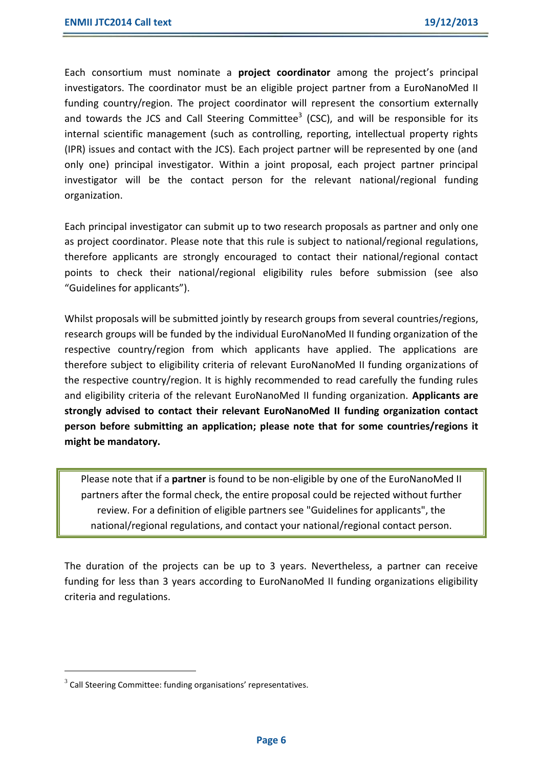Each consortium must nominate a **project coordinator** among the project's principal investigators. The coordinator must be an eligible project partner from a EuroNanoMed II funding country/region. The project coordinator will represent the consortium externally and towards the JCS and Call Steering Committee[3] (CSC), and will be responsible for its internal scientific management (such as controlling, reporting, intellectual property rights (IPR) issues and contact with the JCS). Each project partner will be represented by one (and only one) principal investigator. Within a joint proposal, each project partner principal investigator will be the contact person for the relevant national/regional funding organization.

Each principal investigator can submit up to two research proposals as partner and only one as project coordinator. Please note that this rule is subject to national/regional regulations, therefore applicants are strongly encouraged to contact their national/regional contact points to check their national/regional eligibility rules before submission (see also "Guidelines for applicants").

Whilst proposals will be submitted jointly by research groups from several countries/regions, research groups will be funded by the individual EuroNanoMed II funding organization of the respective country/region from which applicants have applied. The applications are therefore subject to eligibility criteria of relevant EuroNanoMed II funding organizations of the respective country/region. It is highly recommended to read carefully the funding rules and eligibility criteria of the relevant EuroNanoMed II funding organization. **Applicants are strongly advised to contact their relevant EuroNanoMed II funding organization contact person before submitting an application; please note that for some countries/regions it might be mandatory.**

Please note that if a **partner** is found to be non-eligible by one of the EuroNanoMed II partners after the formal check, the entire proposal could be rejected without further review. For a definition of eligible partners see "Guidelines for applicants", the national/regional regulations, and contact your national/regional contact person.

The duration of the projects can be up to 3 years. Nevertheless, a partner can receive funding for less than 3 years according to EuroNanoMed II funding organizations eligibility criteria and regulations.

[3] Call Steering Committee: funding organisations' representatives.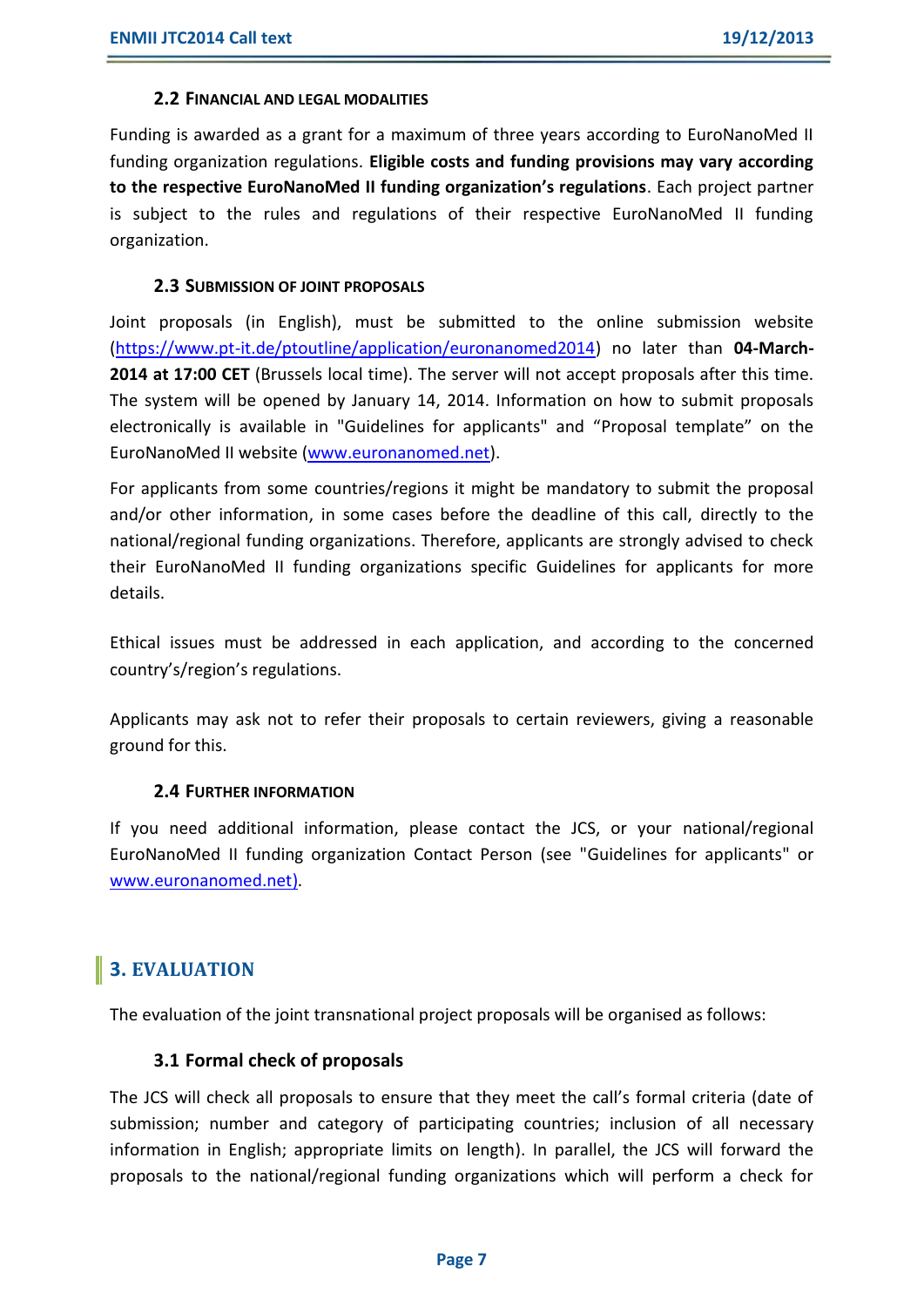### 2.2 Financial and legal modalities

Funding is awarded as a grant for a maximum of three years according to EuroNanoMed II funding organization regulations. **Eligible costs and funding provisions may vary according to the respective EuroNanoMed II funding organization's regulations**. Each project partner is subject to the rules and regulations of their respective EuroNanoMed II funding organization.

### 2.3 Submission of joint proposals

Joint proposals (in English), must be submitted to the online submission website (https://www.pt-it.de/ptoutline/application/euronanomed2014) no later than **04-March-2014 at 17:00 CET** (Brussels local time). The server will not accept proposals after this time. The system will be opened by January 14, 2014. Information on how to submit proposals electronically is available in "Guidelines for applicants" and "Proposal template" on the EuroNanoMed II website (www.euronanomed.net).

For applicants from some countries/regions it might be mandatory to submit the proposal and/or other information, in some cases before the deadline of this call, directly to the national/regional funding organizations. Therefore, applicants are strongly advised to check their EuroNanoMed II funding organizations specific Guidelines for applicants for more details.

Ethical issues must be addressed in each application, and according to the concerned country's/region's regulations.

Applicants may ask not to refer their proposals to certain reviewers, giving a reasonable ground for this.

### 2.4 Further information

If you need additional information, please contact the JCS, or your national/regional EuroNanoMed II funding organization Contact Person (see "Guidelines for applicants" or www.euronanomed.net).

## 3. EVALUATION

The evaluation of the joint transnational project proposals will be organised as follows:

### 3.1 Formal check of proposals

The JCS will check all proposals to ensure that they meet the call's formal criteria (date of submission; number and category of participating countries; inclusion of all necessary information in English; appropriate limits on length). In parallel, the JCS will forward the proposals to the national/regional funding organizations which will perform a check for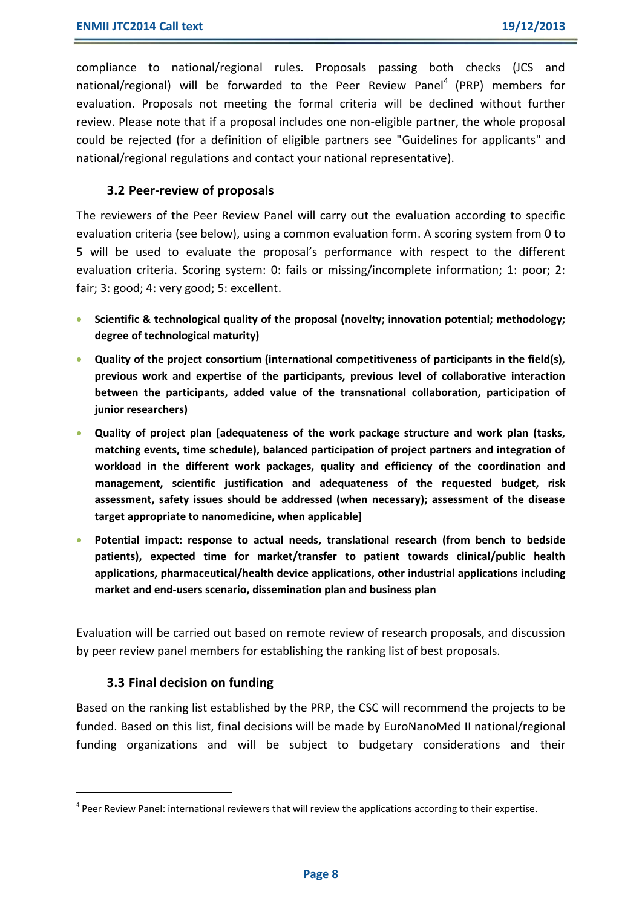compliance to national/regional rules. Proposals passing both checks (JCS and national/regional) will be forwarded to the Peer Review Panel[4] (PRP) members for evaluation. Proposals not meeting the formal criteria will be declined without further review. Please note that if a proposal includes one non-eligible partner, the whole proposal could be rejected (for a definition of eligible partners see "Guidelines for applicants" and national/regional regulations and contact your national representative).

### 3.2 Peer-review of proposals

The reviewers of the Peer Review Panel will carry out the evaluation according to specific evaluation criteria (see below), using a common evaluation form. A scoring system from 0 to 5 will be used to evaluate the proposal's performance with respect to the different evaluation criteria. Scoring system: 0: fails or missing/incomplete information; 1: poor; 2: fair; 3: good; 4: very good; 5: excellent.

- **Scientific & technological quality of the proposal (novelty; innovation potential; methodology; degree of technological maturity)**
- **Quality of the project consortium (international competitiveness of participants in the field(s), previous work and expertise of the participants, previous level of collaborative interaction between the participants, added value of the transnational collaboration, participation of junior researchers)**
- **Quality of project plan [adequateness of the work package structure and work plan (tasks, matching events, time schedule), balanced participation of project partners and integration of workload in the different work packages, quality and efficiency of the coordination and management, scientific justification and adequateness of the requested budget, risk assessment, safety issues should be addressed (when necessary); assessment of the disease target appropriate to nanomedicine, when applicable]**
- **Potential impact: response to actual needs, translational research (from bench to bedside patients), expected time for market/transfer to patient towards clinical/public health applications, pharmaceutical/health device applications, other industrial applications including market and end-users scenario, dissemination plan and business plan**

Evaluation will be carried out based on remote review of research proposals, and discussion by peer review panel members for establishing the ranking list of best proposals.

### 3.3 Final decision on funding

Based on the ranking list established by the PRP, the CSC will recommend the projects to be funded. Based on this list, final decisions will be made by EuroNanoMed II national/regional funding organizations and will be subject to budgetary considerations and their

---

[4] Peer Review Panel: international reviewers that will review the applications according to their expertise.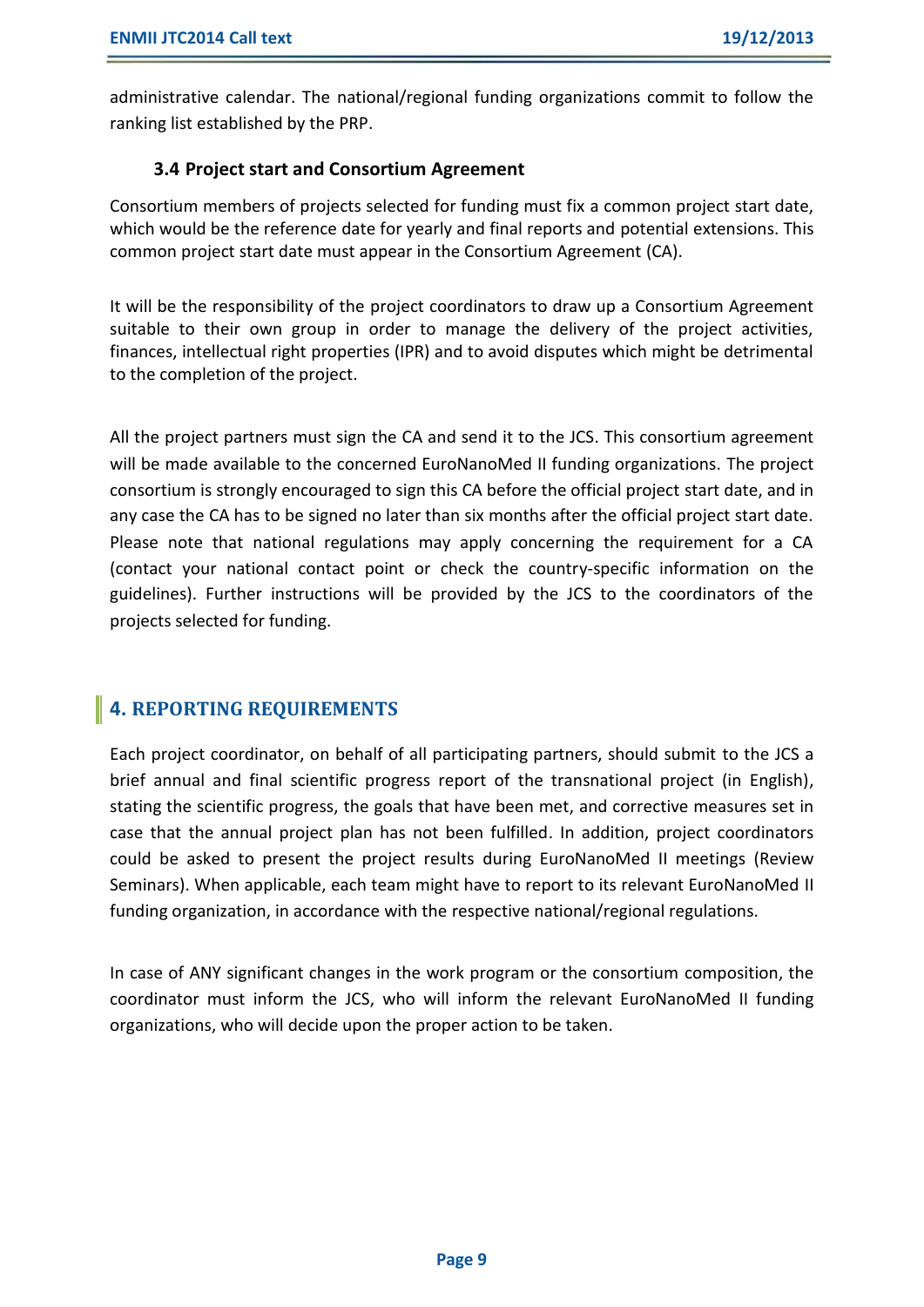administrative calendar. The national/regional funding organizations commit to follow the ranking list established by the PRP.

### 3.4 Project start and Consortium Agreement

Consortium members of projects selected for funding must fix a common project start date, which would be the reference date for yearly and final reports and potential extensions. This common project start date must appear in the Consortium Agreement (CA).

It will be the responsibility of the project coordinators to draw up a Consortium Agreement suitable to their own group in order to manage the delivery of the project activities, finances, intellectual right properties (IPR) and to avoid disputes which might be detrimental to the completion of the project.

All the project partners must sign the CA and send it to the JCS. This consortium agreement will be made available to the concerned EuroNanoMed II funding organizations. The project consortium is strongly encouraged to sign this CA before the official project start date, and in any case the CA has to be signed no later than six months after the official project start date. Please note that national regulations may apply concerning the requirement for a CA (contact your national contact point or check the country-specific information on the guidelines). Further instructions will be provided by the JCS to the coordinators of the projects selected for funding.

## 4. REPORTING REQUIREMENTS

Each project coordinator, on behalf of all participating partners, should submit to the JCS a brief annual and final scientific progress report of the transnational project (in English), stating the scientific progress, the goals that have been met, and corrective measures set in case that the annual project plan has not been fulfilled. In addition, project coordinators could be asked to present the project results during EuroNanoMed II meetings (Review Seminars). When applicable, each team might have to report to its relevant EuroNanoMed II funding organization, in accordance with the respective national/regional regulations.

In case of ANY significant changes in the work program or the consortium composition, the coordinator must inform the JCS, who will inform the relevant EuroNanoMed II funding organizations, who will decide upon the proper action to be taken.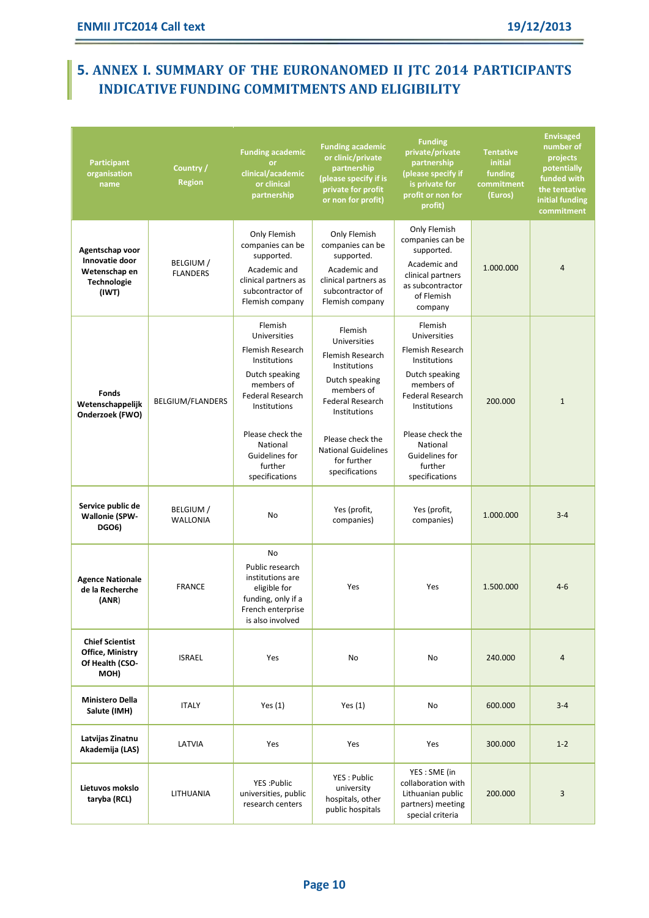## 5. ANNEX I. SUMMARY OF THE EURONANOMED II JTC 2014 PARTICIPANTS INDICATIVE FUNDING COMMITMENTS AND ELIGIBILITY

| Participant organisation name | Country / Region | Funding academic or clinical/academic or clinical partnership | Funding academic or clinic/private partnership (please specify if is private for profit or non for profit) | Funding private/private partnership (please specify if is private for profit or non for profit) | Tentative initial funding commitment (Euros) | Envisaged number of projects potentially funded with the tentative initial funding commitment |
|---|---|---|---|---|---|---|
| **Agentschap voor Innovatie door Wetenschap en Technologie (IWT)** | BELGIUM / FLANDERS | Only Flemish companies can be supported. Academic and clinical partners as subcontractor of Flemish company | Only Flemish companies can be supported. Academic and clinical partners as subcontractor of Flemish company | Only Flemish companies can be supported. Academic and clinical partners as subcontractor of Flemish company | 1.000.000 | 4 |
| **Fonds Wetenschappelijk Onderzoek (FWO)** | BELGIUM/FLANDERS | Flemish Universities Flemish Research Institutions Dutch speaking members of Federal Research Institutions Please check the National Guidelines for further specifications | Flemish Universities Flemish Research Institutions Dutch speaking members of Federal Research Institutions Please check the National Guidelines for further specifications | Flemish Universities Flemish Research Institutions Dutch speaking members of Federal Research Institutions Please check the National Guidelines for further specifications | 200.000 | 1 |
| **Service public de Wallonie (SPW-DGO6)** | BELGIUM / WALLONIE | No | Yes (profit, companies) | Yes (profit, companies) | 1.000.000 | 3-4 |
| **Agence Nationale de la Recherche (ANR)** | FRANCE | No Public research institutions are eligible for funding, only if a French enterprise is also involved | Yes | Yes | 1.500.000 | 4-6 |
| **Chief Scientist Office, Ministry Of Health (CSO-MOH)** | ISRAEL | Yes | No | No | 240.000 | 4 |
| **Ministero Della Salute (IMH)** | ITALY | Yes (1) | Yes (1) | No | 600.000 | 3-4 |
| **Latvijas Zinatnu Akademija (LAS)** | LATVIA | Yes | Yes | Yes | 300.000 | 1-2 |
| **Lietuvos mokslo taryba (RCL)** | LITHUANIA | YES :Public universities, public research centers | YES : Public university hospitals, other public hospitals | YES : SME (in collaboration with Lithuanian public partners) meeting special criteria | 200.000 | 3 |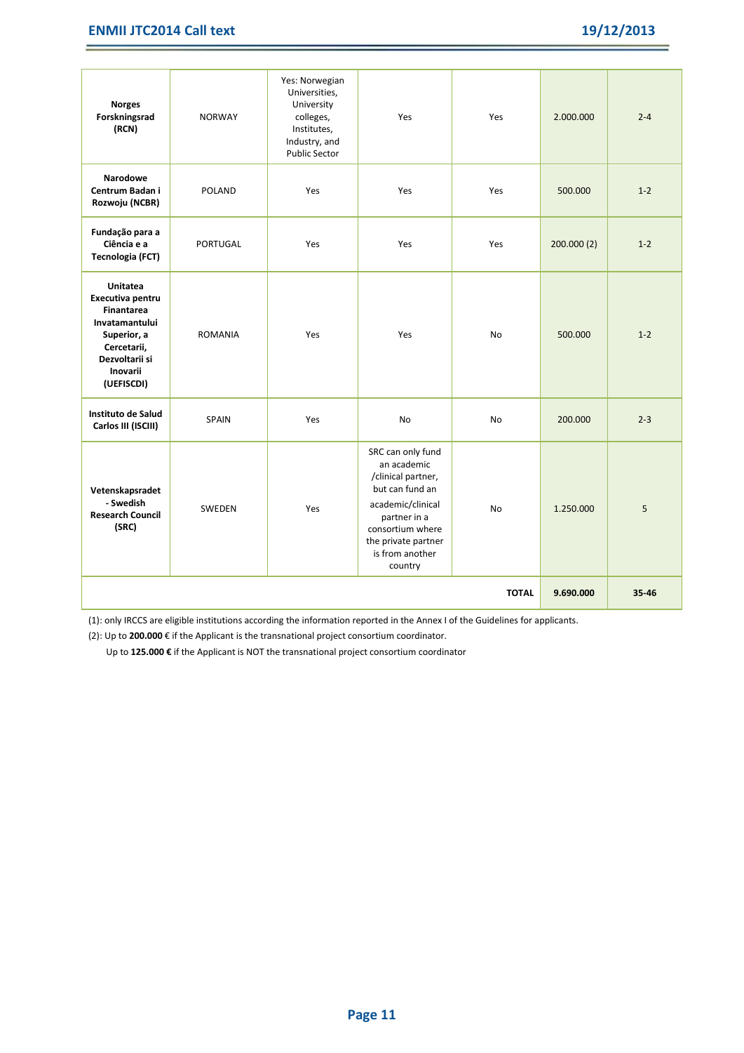| | | | | | | |
|---|---|---|---|---|---|---|
| **Norges Forskningsrad (RCN)** | NORWAY | Yes: Norwegian Universities, University colleges, Institutes, Industry, and Public Sector | Yes | Yes | 2.000.000 | 2-4 |
| **Narodowe Centrum Badan i Rozwoju (NCBR)** | POLAND | Yes | Yes | Yes | 500.000 | 1-2 |
| **Fundação para a Ciência e a Tecnologia (FCT)** | PORTUGAL | Yes | Yes | Yes | 200.000 (2) | 1-2 |
| **Unitatea Executiva pentru Finantarea Invatamantului Superior, a Cercetarii, Dezvoltarii si Inovarii (UEFISCDI)** | ROMANIA | Yes | Yes | No | 500.000 | 1-2 |
| **Instituto de Salud Carlos III (ISCIII)** | SPAIN | Yes | No | No | 200.000 | 2-3 |
| **Vetenskapsradet - Swedish Research Council (SRC)** | SWEDEN | Yes | SRC can only fund an academic /clinical partner, but can fund an academic/clinical partner in a consortium where the private partner is from another country | No | 1.250.000 | 5 |
| | | | | **TOTAL** | **9.690.000** | **35-46** |

(1): only IRCCS are eligible institutions according the information reported in the Annex I of the Guidelines for applicants.

(2): Up to **200.000 €** if the Applicant is the transnational project consortium coordinator.

Up to **125.000 €** if the Applicant is NOT the transnational project consortium coordinator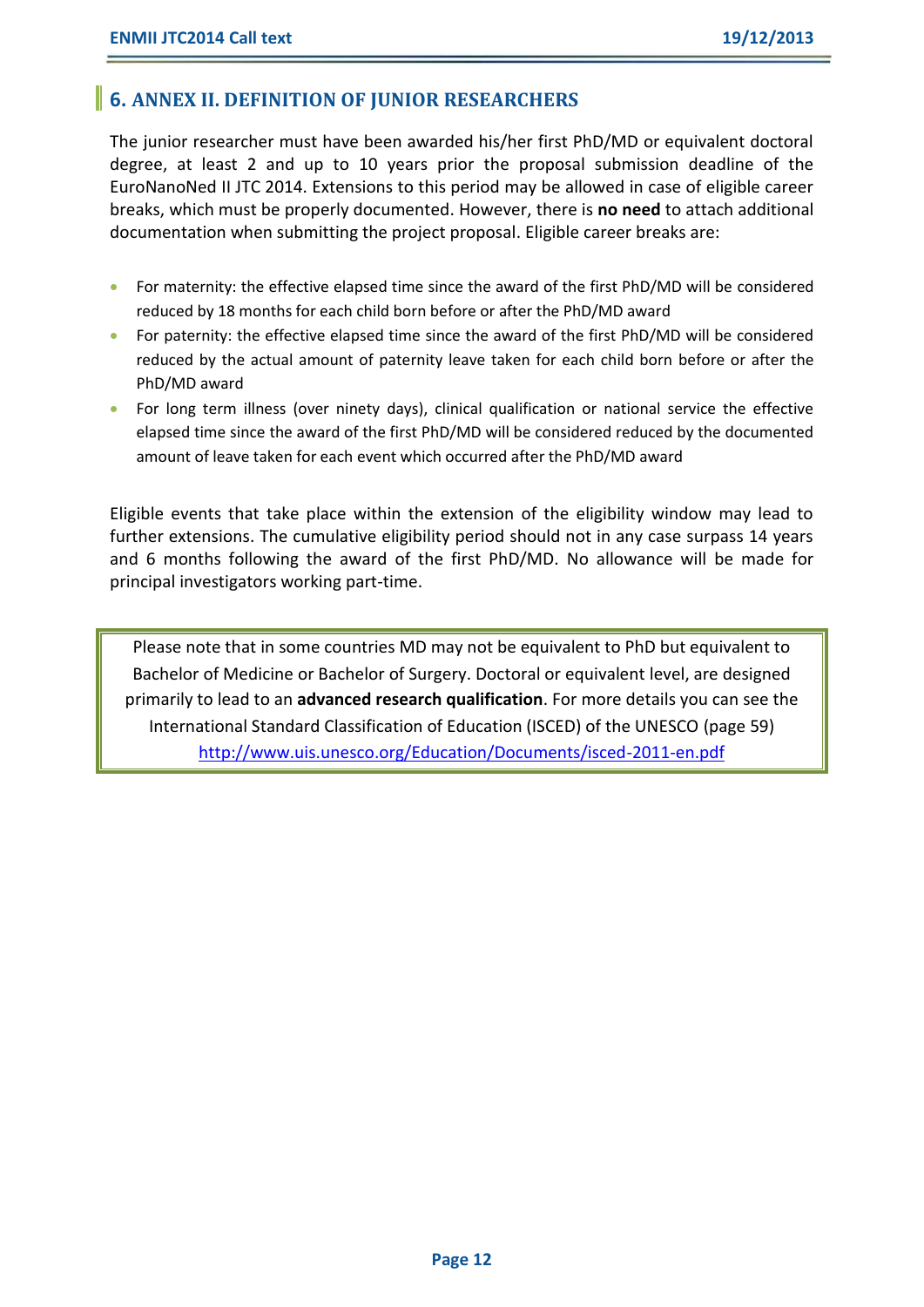## 6. ANNEX II. DEFINITION OF JUNIOR RESEARCHERS

The junior researcher must have been awarded his/her first PhD/MD or equivalent doctoral degree, at least 2 and up to 10 years prior the proposal submission deadline of the EuroNanoNed II JTC 2014. Extensions to this period may be allowed in case of eligible career breaks, which must be properly documented. However, there is **no need** to attach additional documentation when submitting the project proposal. Eligible career breaks are:

- For maternity: the effective elapsed time since the award of the first PhD/MD will be considered reduced by 18 months for each child born before or after the PhD/MD award
- For paternity: the effective elapsed time since the award of the first PhD/MD will be considered reduced by the actual amount of paternity leave taken for each child born before or after the PhD/MD award
- For long term illness (over ninety days), clinical qualification or national service the effective elapsed time since the award of the first PhD/MD will be considered reduced by the documented amount of leave taken for each event which occurred after the PhD/MD award

Eligible events that take place within the extension of the eligibility window may lead to further extensions. The cumulative eligibility period should not in any case surpass 14 years and 6 months following the award of the first PhD/MD. No allowance will be made for principal investigators working part-time.

> Please note that in some countries MD may not be equivalent to PhD but equivalent to Bachelor of Medicine or Bachelor of Surgery. Doctoral or equivalent level, are designed primarily to lead to an **advanced research qualification**. For more details you can see the International Standard Classification of Education (ISCED) of the UNESCO (page 59) http://www.uis.unesco.org/Education/Documents/isced-2011-en.pdf